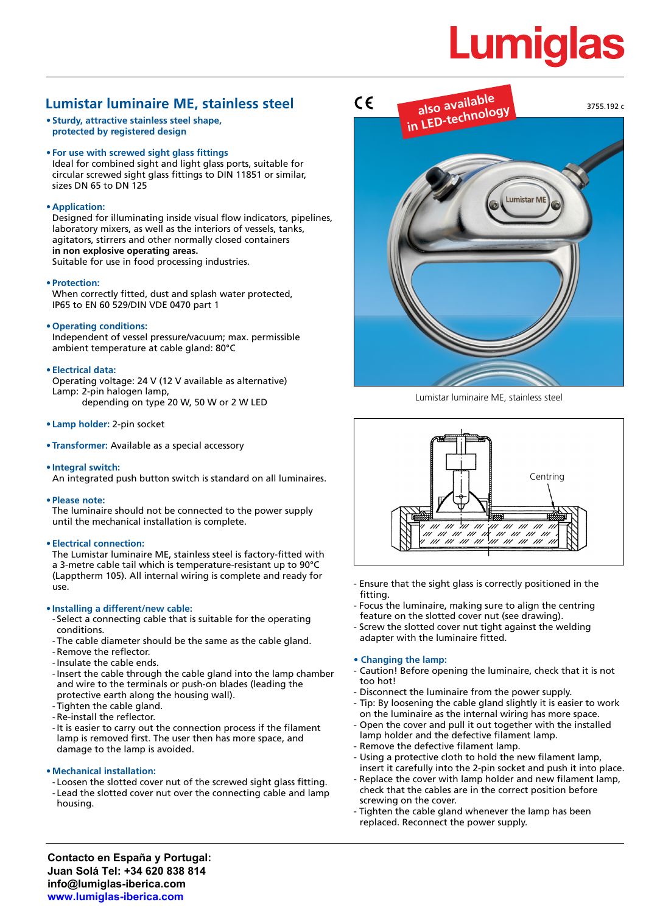# Lumiglas

## Lumistar luminaire ME, stainless steel

CE

also available in LED-technology

3755.192 c

- **Sturdy, attractive stainless steel shape, protected by registered design**

- **For use with screwed sight glass fittings**
  Ideal for combined sight and light glass ports, suitable for circular screwed sight glass fittings to DIN 11851 or similar, sizes DN 65 to DN 125

- **Application:**
  Designed for illuminating inside visual flow indicators, pipelines, laboratory mixers, as well as the interiors of vessels, tanks, agitators, stirrers and other normally closed containers
  **in non explosive operating areas.**
  Suitable for use in food processing industries.

- **Protection:**
  When correctly fitted, dust and splash water protected, IP65 to EN 60 529/DIN VDE 0470 part 1

- **Operating conditions:**
  Independent of vessel pressure/vacuum; max. permissible ambient temperature at cable gland: 80°C

- **Electrical data:**
  Operating voltage: 24 V (12 V available as alternative)
  Lamp: 2-pin halogen lamp,
  depending on type 20 W, 50 W or 2 W LED

- **Lamp holder:** 2-pin socket

- **Transformer:** Available as a special accessory

- **Integral switch:**
  An integrated push button switch is standard on all luminaires.

- **Please note:**
  The luminaire should not be connected to the power supply until the mechanical installation is complete.

- **Electrical connection:**
  The Lumistar luminaire ME, stainless steel is factory-fitted with a 3-metre cable tail which is temperature-resistant up to 90°C (Lapptherm 105). All internal wiring is complete and ready for use.

- **Installing a different/new cable:**
  - Select a connecting cable that is suitable for the operating conditions.
  - The cable diameter should be the same as the cable gland.
  - Remove the reflector.
  - Insulate the cable ends.
  - Insert the cable through the cable gland into the lamp chamber and wire to the terminals or push-on blades (leading the protective earth along the housing wall).
  - Tighten the cable gland.
  - Re-install the reflector.
  - It is easier to carry out the connection process if the filament lamp is removed first. The user then has more space, and damage to the lamp is avoided.

- **Mechanical installation:**
  - Loosen the slotted cover nut of the screwed sight glass fitting.
  - Lead the slotted cover nut over the connecting cable and lamp housing.
  - Ensure that the sight glass is correctly positioned in the fitting.
  - Focus the luminaire, making sure to align the centring feature on the slotted cover nut (see drawing).
  - Screw the slotted cover nut tight against the welding adapter with the luminaire fitted.

Lumistar luminaire ME, stainless steel

Centring

- **Changing the lamp:**
  - Caution! Before opening the luminaire, check that it is not too hot!
  - Disconnect the luminaire from the power supply.
  - Tip: By loosening the cable gland slightly it is easier to work on the luminaire as the internal wiring has more space.
  - Open the cover and pull it out together with the installed lamp holder and the defective filament lamp.
  - Remove the defective filament lamp.
  - Using a protective cloth to hold the new filament lamp, insert it carefully into the 2-pin socket and push it into place.
  - Replace the cover with lamp holder and new filament lamp, check that the cables are in the correct position before screwing on the cover.
  - Tighten the cable gland whenever the lamp has been replaced. Reconnect the power supply.

**Contacto en España y Portugal:**
**Juan Solá Tel: +34 620 838 814**
**info@lumiglas-iberica.com**
**www.lumiglas-iberica.com**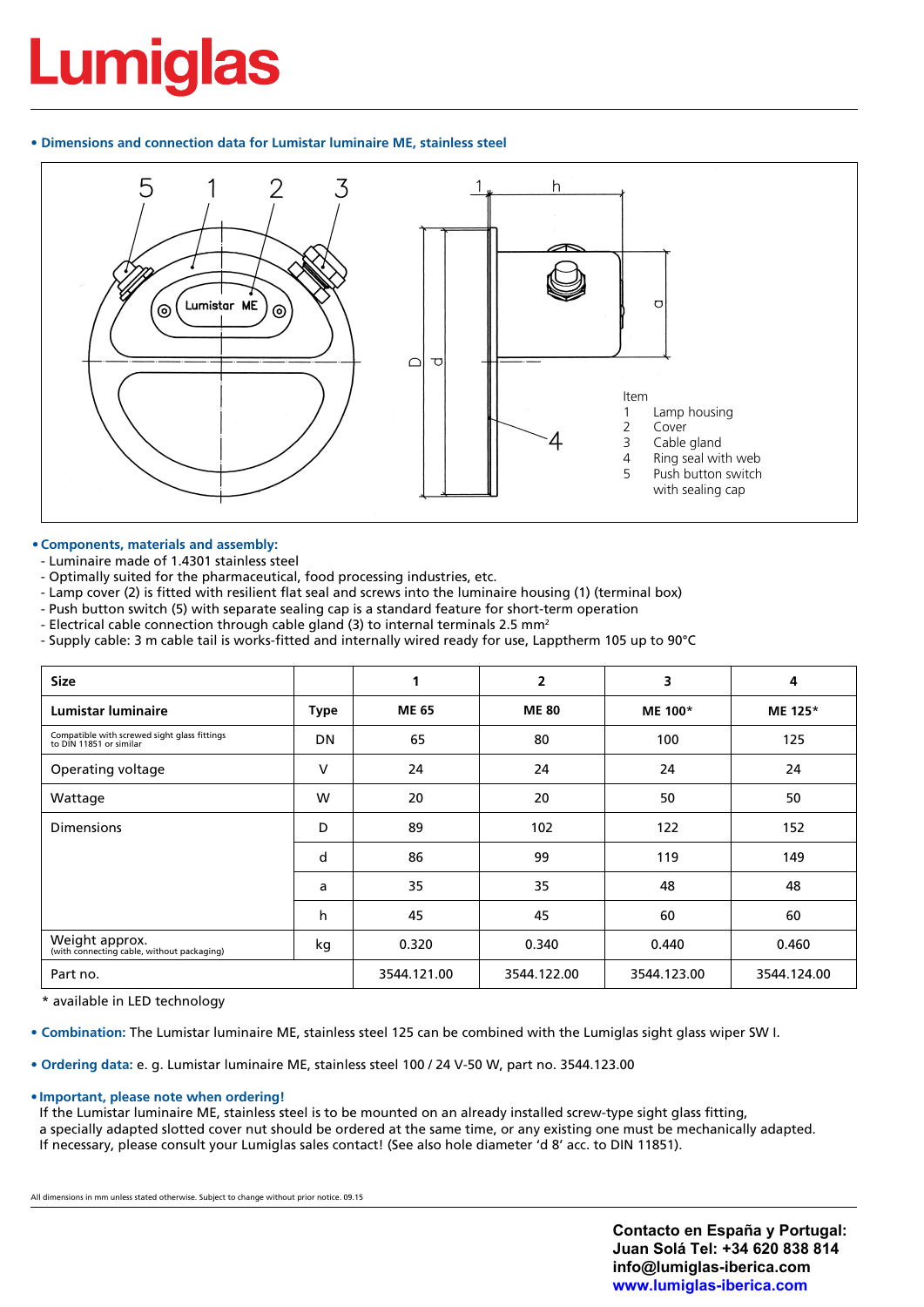# Lumiglas

**• Dimensions and connection data for Lumistar luminaire ME, stainless steel**

Item
1 Lamp housing
2 Cover
3 Cable gland
4 Ring seal with web
5 Push button switch with sealing cap

**• Components, materials and assembly:**

- Luminaire made of 1.4301 stainless steel
- Optimally suited for the pharmaceutical, food processing industries, etc.
- Lamp cover (2) is fitted with resilient flat seal and screws into the luminaire housing (1) (terminal box)
- Push button switch (5) with separate sealing cap is a standard feature for short-term operation
- Electrical cable connection through cable gland (3) to internal terminals 2.5 mm²
- Supply cable: 3 m cable tail is works-fitted and internally wired ready for use, Lapptherm 105 up to 90°C

| Size | | 1 | 2 | 3 | 4 |
|---|---|---|---|---|---|
| **Lumistar luminaire** | **Type** | **ME 65** | **ME 80** | **ME 100*** | **ME 125*** |
| Compatible with screwed sight glass fittings to DIN 11851 or similar | DN | 65 | 80 | 100 | 125 |
| Operating voltage | V | 24 | 24 | 24 | 24 |
| Wattage | W | 20 | 20 | 50 | 50 |
| Dimensions | D | 89 | 102 | 122 | 152 |
| | d | 86 | 99 | 119 | 149 |
| | a | 35 | 35 | 48 | 48 |
| | h | 45 | 45 | 60 | 60 |
| Weight approx. (with connecting cable, without packaging) | kg | 0.320 | 0.340 | 0.440 | 0.460 |
| Part no. | | 3544.121.00 | 3544.122.00 | 3544.123.00 | 3544.124.00 |

\* available in LED technology

**• Combination:** The Lumistar luminaire ME, stainless steel 125 can be combined with the Lumiglas sight glass wiper SW I.

**• Ordering data:** e. g. Lumistar luminaire ME, stainless steel 100 / 24 V-50 W, part no. 3544.123.00

**• Important, please note when ordering!**
If the Lumistar luminaire ME, stainless steel is to be mounted on an already installed screw-type sight glass fitting, a specially adapted slotted cover nut should be ordered at the same time, or any existing one must be mechanically adapted. If necessary, please consult your Lumiglas sales contact! (See also hole diameter 'd 8' acc. to DIN 11851).

All dimensions in mm unless stated otherwise. Subject to change without prior notice. 09.15

**Contacto en España y Portugal:**
**Juan Solá Tel: +34 620 838 814**
**info@lumiglas-iberica.com**
**www.lumiglas-iberica.com**